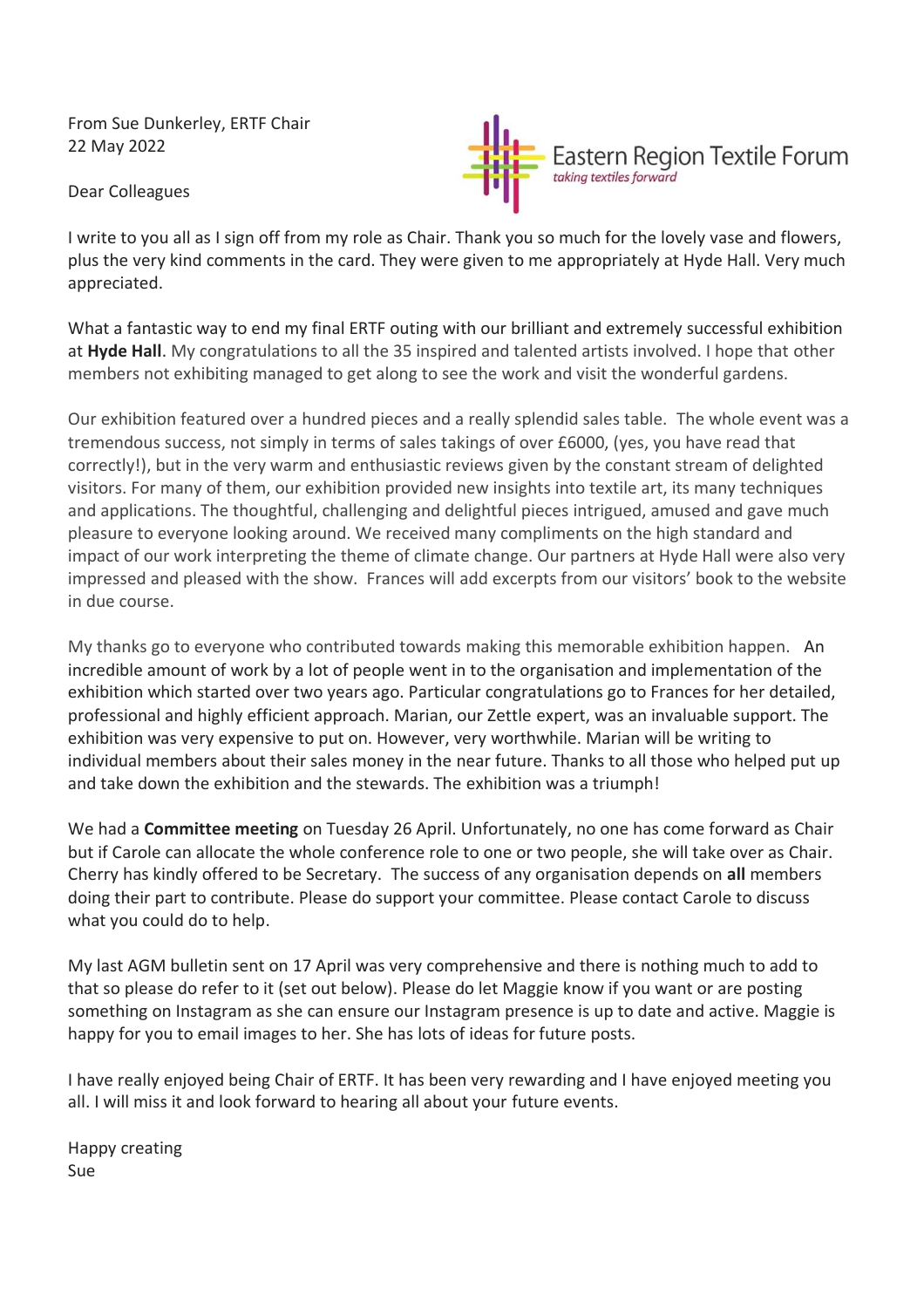From Sue Dunkerley, ERTF Chair
22 May 2022

Eastern Region Textile Forum
*taking textiles forward*

Dear Colleagues

I write to you all as I sign off from my role as Chair. Thank you so much for the lovely vase and flowers, plus the very kind comments in the card. They were given to me appropriately at Hyde Hall. Very much appreciated.

What a fantastic way to end my final ERTF outing with our brilliant and extremely successful exhibition at **Hyde Hall**. My congratulations to all the 35 inspired and talented artists involved. I hope that other members not exhibiting managed to get along to see the work and visit the wonderful gardens.

Our exhibition featured over a hundred pieces and a really splendid sales table. The whole event was a tremendous success, not simply in terms of sales takings of over £6000, (yes, you have read that correctly!), but in the very warm and enthusiastic reviews given by the constant stream of delighted visitors. For many of them, our exhibition provided new insights into textile art, its many techniques and applications. The thoughtful, challenging and delightful pieces intrigued, amused and gave much pleasure to everyone looking around. We received many compliments on the high standard and impact of our work interpreting the theme of climate change. Our partners at Hyde Hall were also very impressed and pleased with the show. Frances will add excerpts from our visitors' book to the website in due course.

My thanks go to everyone who contributed towards making this memorable exhibition happen. An incredible amount of work by a lot of people went in to the organisation and implementation of the exhibition which started over two years ago. Particular congratulations go to Frances for her detailed, professional and highly efficient approach. Marian, our Zettle expert, was an invaluable support. The exhibition was very expensive to put on. However, very worthwhile. Marian will be writing to individual members about their sales money in the near future. Thanks to all those who helped put up and take down the exhibition and the stewards. The exhibition was a triumph!

We had a **Committee meeting** on Tuesday 26 April. Unfortunately, no one has come forward as Chair but if Carole can allocate the whole conference role to one or two people, she will take over as Chair. Cherry has kindly offered to be Secretary. The success of any organisation depends on **all** members doing their part to contribute. Please do support your committee. Please contact Carole to discuss what you could do to help.

My last AGM bulletin sent on 17 April was very comprehensive and there is nothing much to add to that so please do refer to it (set out below). Please do let Maggie know if you want or are posting something on Instagram as she can ensure our Instagram presence is up to date and active. Maggie is happy for you to email images to her. She has lots of ideas for future posts.

I have really enjoyed being Chair of ERTF. It has been very rewarding and I have enjoyed meeting you all. I will miss it and look forward to hearing all about your future events.

Happy creating
Sue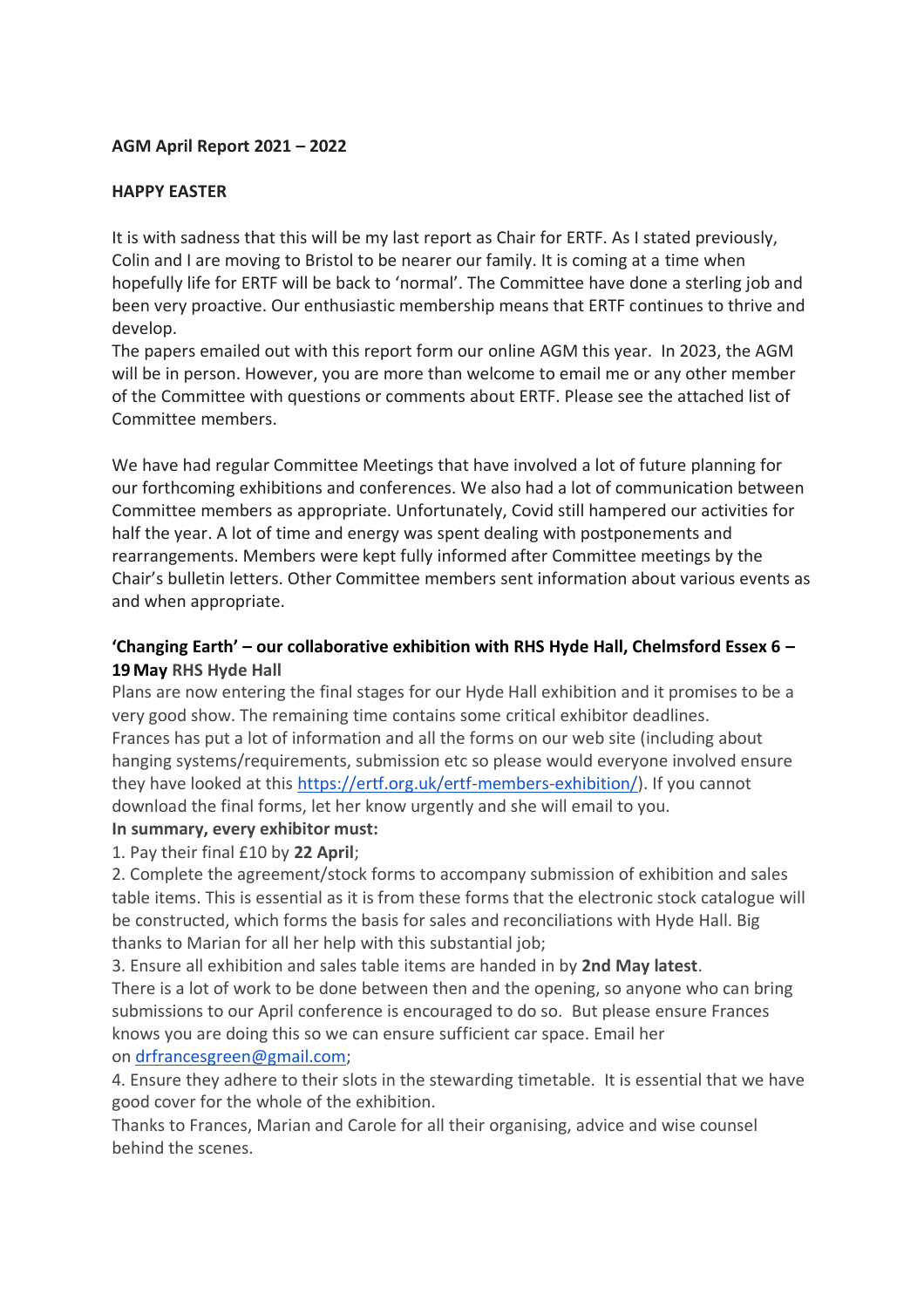**AGM April Report 2021 – 2022**

**HAPPY EASTER**

It is with sadness that this will be my last report as Chair for ERTF. As I stated previously, Colin and I are moving to Bristol to be nearer our family. It is coming at a time when hopefully life for ERTF will be back to 'normal'. The Committee have done a sterling job and been very proactive. Our enthusiastic membership means that ERTF continues to thrive and develop.
The papers emailed out with this report form our online AGM this year. In 2023, the AGM will be in person. However, you are more than welcome to email me or any other member of the Committee with questions or comments about ERTF. Please see the attached list of Committee members.

We have had regular Committee Meetings that have involved a lot of future planning for our forthcoming exhibitions and conferences. We also had a lot of communication between Committee members as appropriate. Unfortunately, Covid still hampered our activities for half the year. A lot of time and energy was spent dealing with postponements and rearrangements. Members were kept fully informed after Committee meetings by the Chair's bulletin letters. Other Committee members sent information about various events as and when appropriate.

**'Changing Earth' – our collaborative exhibition with RHS Hyde Hall, Chelmsford Essex 6 – 19 May RHS Hyde Hall**

Plans are now entering the final stages for our Hyde Hall exhibition and it promises to be a very good show. The remaining time contains some critical exhibitor deadlines.
Frances has put a lot of information and all the forms on our web site (including about hanging systems/requirements, submission etc so please would everyone involved ensure they have looked at this https://ertf.org.uk/ertf-members-exhibition/). If you cannot download the final forms, let her know urgently and she will email to you.

**In summary, every exhibitor must:**

1. Pay their final £10 by **22 April**;
2. Complete the agreement/stock forms to accompany submission of exhibition and sales table items. This is essential as it is from these forms that the electronic stock catalogue will be constructed, which forms the basis for sales and reconciliations with Hyde Hall. Big thanks to Marian for all her help with this substantial job;
3. Ensure all exhibition and sales table items are handed in by **2nd May latest**.
There is a lot of work to be done between then and the opening, so anyone who can bring submissions to our April conference is encouraged to do so. But please ensure Frances knows you are doing this so we can ensure sufficient car space. Email her on drfrancesgreen@gmail.com;
4. Ensure they adhere to their slots in the stewarding timetable. It is essential that we have good cover for the whole of the exhibition.

Thanks to Frances, Marian and Carole for all their organising, advice and wise counsel behind the scenes.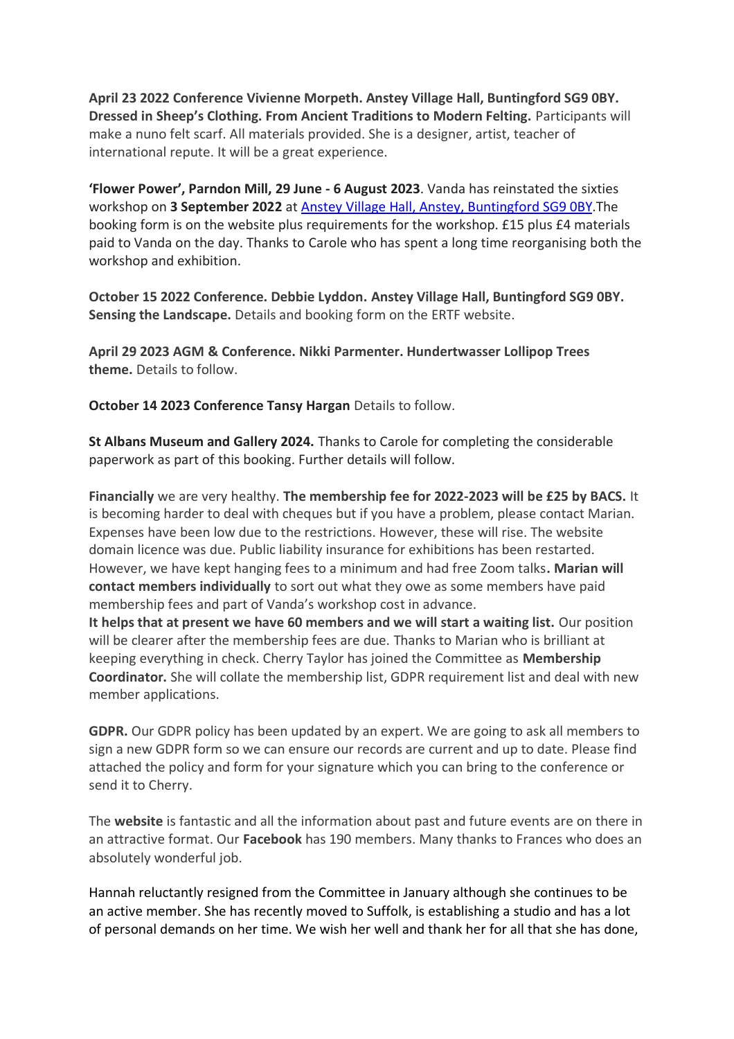**April 23 2022 Conference Vivienne Morpeth. Anstey Village Hall, Buntingford SG9 0BY. Dressed in Sheep's Clothing. From Ancient Traditions to Modern Felting.** Participants will make a nuno felt scarf. All materials provided. She is a designer, artist, teacher of international repute. It will be a great experience.

**'Flower Power', Parndon Mill, 29 June - 6 August 2023**. Vanda has reinstated the sixties workshop on **3 September 2022** at [Anstey Village Hall, Anstey, Buntingford SG9 0BY](#).The booking form is on the website plus requirements for the workshop. £15 plus £4 materials paid to Vanda on the day. Thanks to Carole who has spent a long time reorganising both the workshop and exhibition.

**October 15 2022 Conference. Debbie Lyddon. Anstey Village Hall, Buntingford SG9 0BY. Sensing the Landscape.** Details and booking form on the ERTF website.

**April 29 2023 AGM & Conference. Nikki Parmenter. Hundertwasser Lollipop Trees theme.** Details to follow.

**October 14 2023 Conference Tansy Hargan** Details to follow.

**St Albans Museum and Gallery 2024.** Thanks to Carole for completing the considerable paperwork as part of this booking. Further details will follow.

**Financially** we are very healthy. **The membership fee for 2022-2023 will be £25 by BACS.** It is becoming harder to deal with cheques but if you have a problem, please contact Marian. Expenses have been low due to the restrictions. However, these will rise. The website domain licence was due. Public liability insurance for exhibitions has been restarted. However, we have kept hanging fees to a minimum and had free Zoom talks**. Marian will contact members individually** to sort out what they owe as some members have paid membership fees and part of Vanda's workshop cost in advance.
**It helps that at present we have 60 members and we will start a waiting list.** Our position will be clearer after the membership fees are due. Thanks to Marian who is brilliant at keeping everything in check. Cherry Taylor has joined the Committee as **Membership Coordinator.** She will collate the membership list, GDPR requirement list and deal with new member applications.

**GDPR.** Our GDPR policy has been updated by an expert. We are going to ask all members to sign a new GDPR form so we can ensure our records are current and up to date. Please find attached the policy and form for your signature which you can bring to the conference or send it to Cherry.

The **website** is fantastic and all the information about past and future events are on there in an attractive format. Our **Facebook** has 190 members. Many thanks to Frances who does an absolutely wonderful job.

Hannah reluctantly resigned from the Committee in January although she continues to be an active member. She has recently moved to Suffolk, is establishing a studio and has a lot of personal demands on her time. We wish her well and thank her for all that she has done,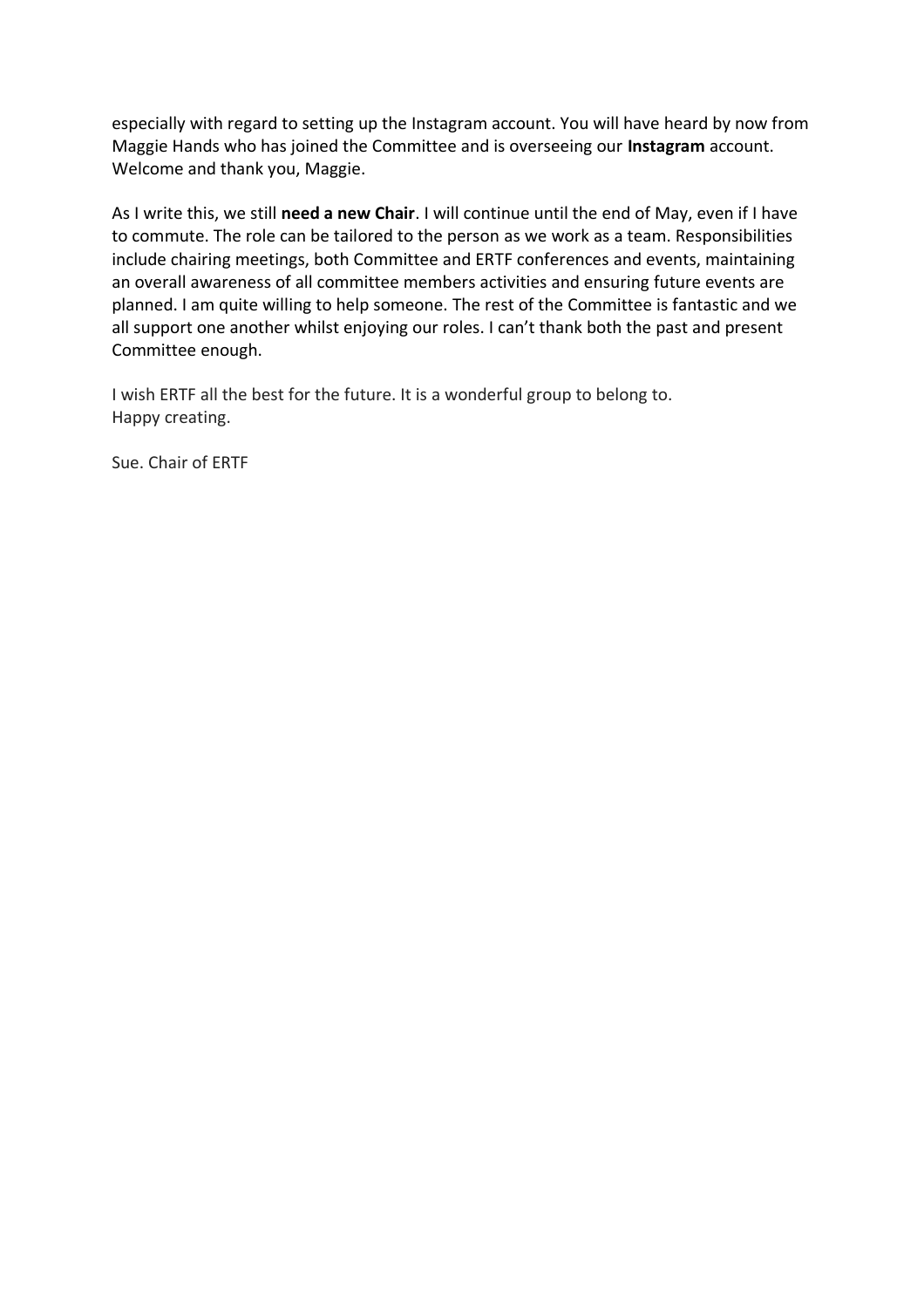especially with regard to setting up the Instagram account. You will have heard by now from Maggie Hands who has joined the Committee and is overseeing our **Instagram** account. Welcome and thank you, Maggie.

As I write this, we still **need a new Chair**. I will continue until the end of May, even if I have to commute. The role can be tailored to the person as we work as a team. Responsibilities include chairing meetings, both Committee and ERTF conferences and events, maintaining an overall awareness of all committee members activities and ensuring future events are planned. I am quite willing to help someone. The rest of the Committee is fantastic and we all support one another whilst enjoying our roles. I can't thank both the past and present Committee enough.

I wish ERTF all the best for the future. It is a wonderful group to belong to.
Happy creating.

Sue. Chair of ERTF